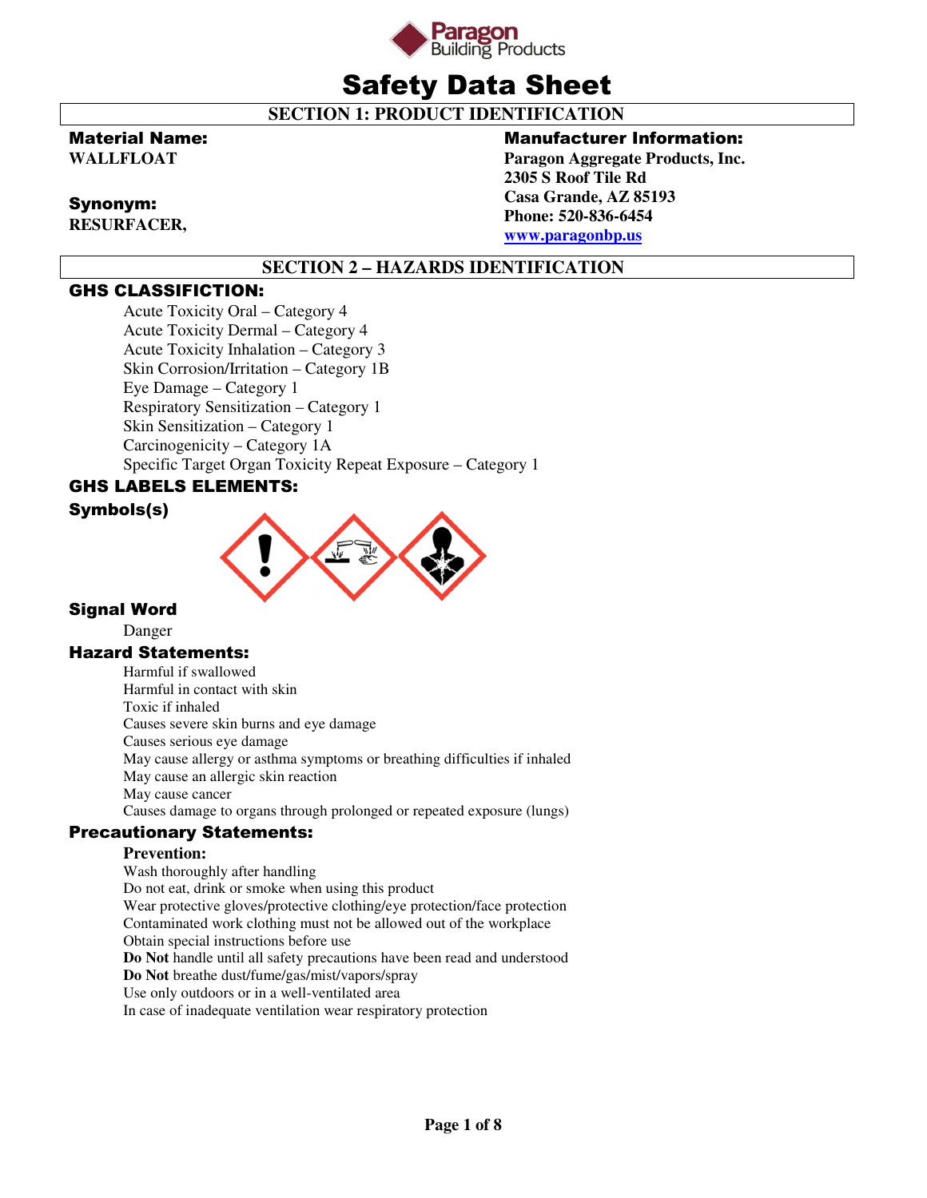Paragon Building Products

# Safety Data Sheet

## SECTION 1: PRODUCT IDENTIFICATION

**Material Name:**
**WALLFLOAT**

**Synonym:**
**RESURFACER,**

**Manufacturer Information:**
**Paragon Aggregate Products, Inc.**
**2305 S Roof Tile Rd**
**Casa Grande, AZ 85193**
**Phone: 520-836-6454**
**[www.paragonbp.us](http://www.paragonbp.us)**

## SECTION 2 – HAZARDS IDENTIFICATION

### GHS CLASSIFICTION:

Acute Toxicity Oral – Category 4
Acute Toxicity Dermal – Category 4
Acute Toxicity Inhalation – Category 3
Skin Corrosion/Irritation – Category 1B
Eye Damage – Category 1
Respiratory Sensitization – Category 1
Skin Sensitization – Category 1
Carcinogenicity – Category 1A
Specific Target Organ Toxicity Repeat Exposure – Category 1

### GHS LABELS ELEMENTS:

**Symbols(s)**

**Signal Word**

Danger

### Hazard Statements:

Harmful if swallowed
Harmful in contact with skin
Toxic if inhaled
Causes severe skin burns and eye damage
Causes serious eye damage
May cause allergy or asthma symptoms or breathing difficulties if inhaled
May cause an allergic skin reaction
May cause cancer
Causes damage to organs through prolonged or repeated exposure (lungs)

### Precautionary Statements:

**Prevention:**

Wash thoroughly after handling
Do not eat, drink or smoke when using this product
Wear protective gloves/protective clothing/eye protection/face protection
Contaminated work clothing must not be allowed out of the workplace
Obtain special instructions before use
**Do Not** handle until all safety precautions have been read and understood
**Do Not** breathe dust/fume/gas/mist/vapors/spray
Use only outdoors or in a well-ventilated area
In case of inadequate ventilation wear respiratory protection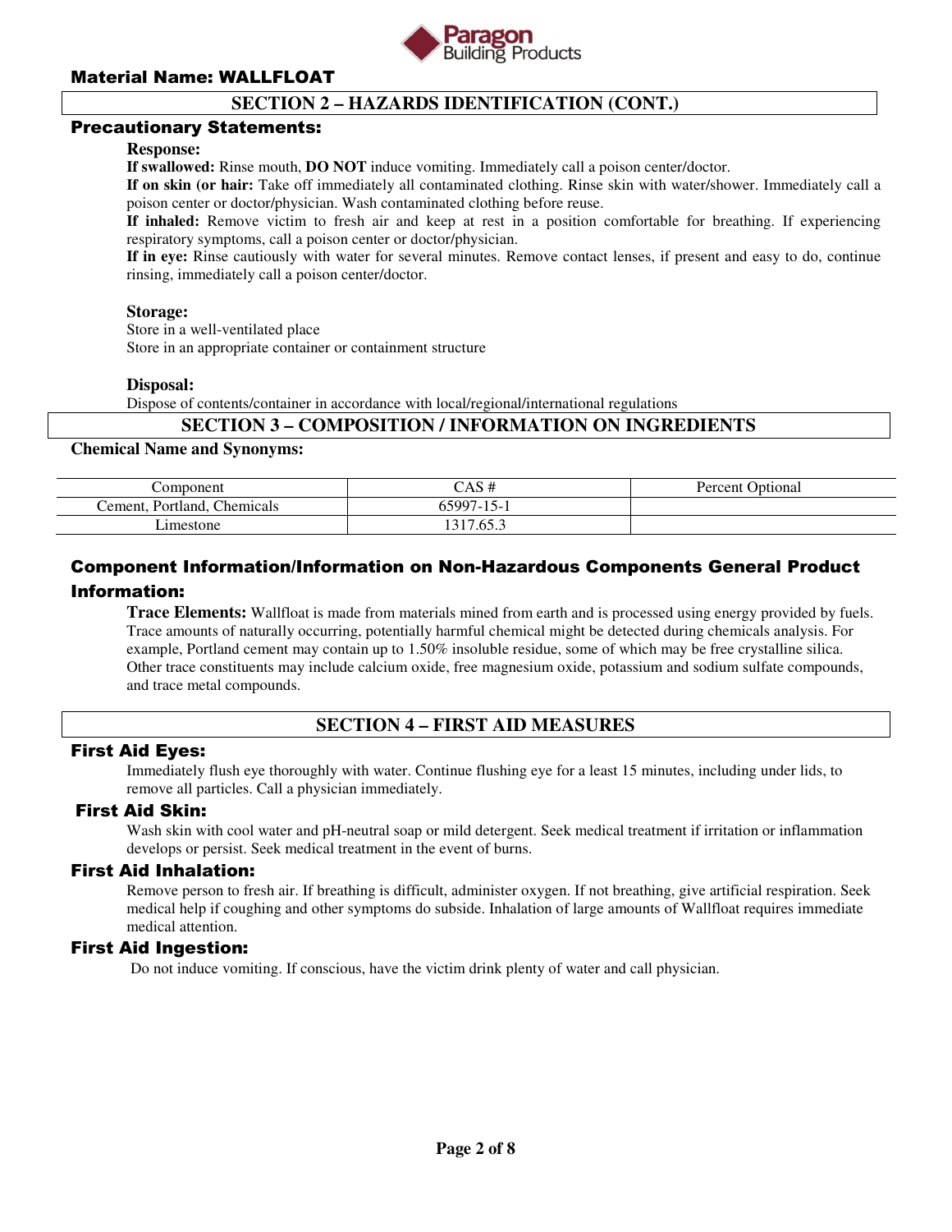**Material Name: WALLFLOAT**

## SECTION 2 – HAZARDS IDENTIFICATION (CONT.)

### Precautionary Statements:

**Response:**

**If swallowed:** Rinse mouth, **DO NOT** induce vomiting. Immediately call a poison center/doctor.

**If on skin (or hair:** Take off immediately all contaminated clothing. Rinse skin with water/shower. Immediately call a poison center or doctor/physician. Wash contaminated clothing before reuse.

**If inhaled:** Remove victim to fresh air and keep at rest in a position comfortable for breathing. If experiencing respiratory symptoms, call a poison center or doctor/physician.

**If in eye:** Rinse cautiously with water for several minutes. Remove contact lenses, if present and easy to do, continue rinsing, immediately call a poison center/doctor.

**Storage:**

Store in a well-ventilated place
Store in an appropriate container or containment structure

**Disposal:**

Dispose of contents/container in accordance with local/regional/international regulations

## SECTION 3 – COMPOSITION / INFORMATION ON INGREDIENTS

**Chemical Name and Synonyms:**

| Component | CAS # | Percent Optional |
|---|---|---|
| Cement, Portland, Chemicals | 65997-15-1 | |
| Limestone | 1317.65.3 | |

### Component Information/Information on Non-Hazardous Components General Product Information:

**Trace Elements:** Wallfloat is made from materials mined from earth and is processed using energy provided by fuels. Trace amounts of naturally occurring, potentially harmful chemical might be detected during chemicals analysis. For example, Portland cement may contain up to 1.50% insoluble residue, some of which may be free crystalline silica. Other trace constituents may include calcium oxide, free magnesium oxide, potassium and sodium sulfate compounds, and trace metal compounds.

## SECTION 4 – FIRST AID MEASURES

### First Aid Eyes:

Immediately flush eye thoroughly with water. Continue flushing eye for a least 15 minutes, including under lids, to remove all particles. Call a physician immediately.

### First Aid Skin:

Wash skin with cool water and pH-neutral soap or mild detergent. Seek medical treatment if irritation or inflammation develops or persist. Seek medical treatment in the event of burns.

### First Aid Inhalation:

Remove person to fresh air. If breathing is difficult, administer oxygen. If not breathing, give artificial respiration. Seek medical help if coughing and other symptoms do subside. Inhalation of large amounts of Wallfloat requires immediate medical attention.

### First Aid Ingestion:

Do not induce vomiting. If conscious, have the victim drink plenty of water and call physician.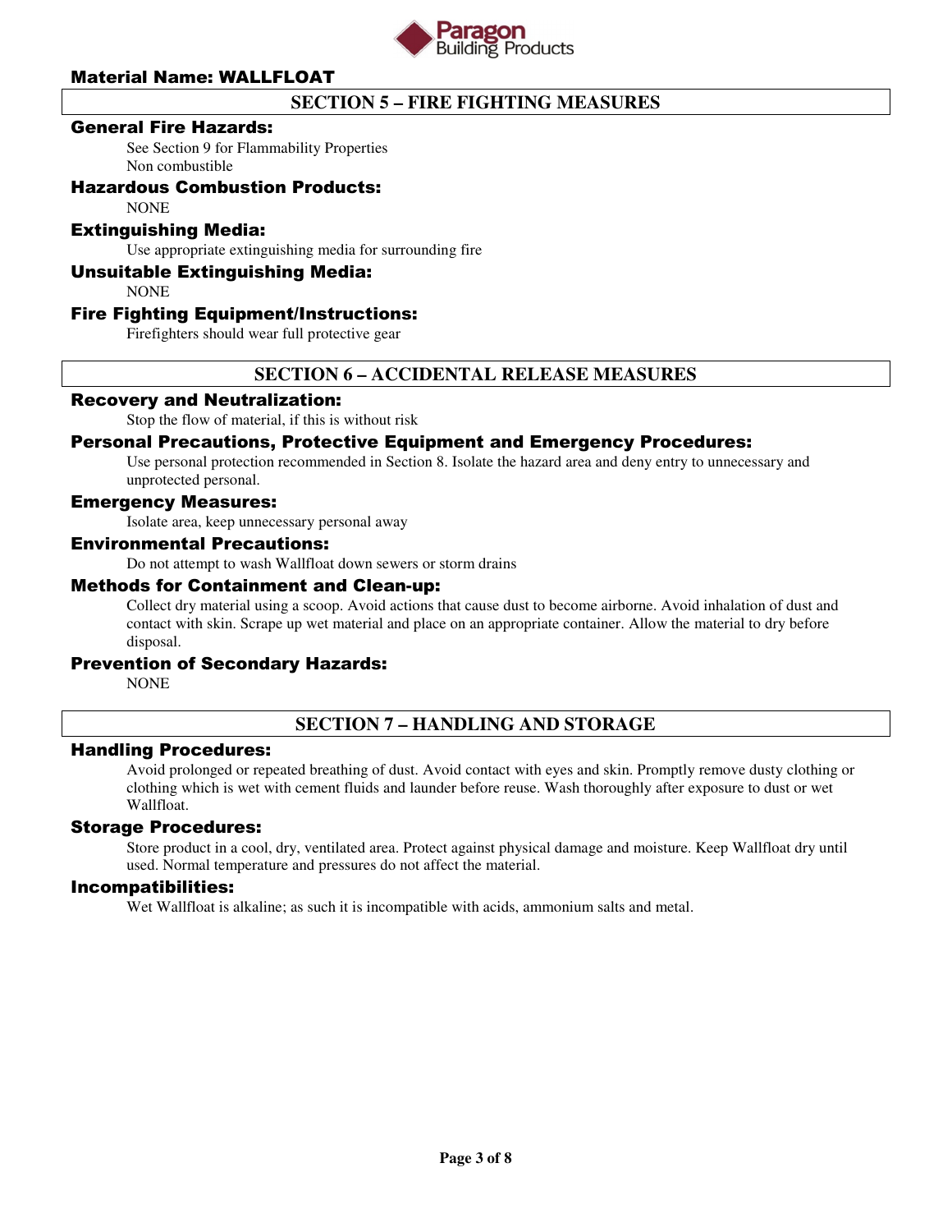**Material Name: WALLFLOAT**

## SECTION 5 – FIRE FIGHTING MEASURES

### General Fire Hazards:

See Section 9 for Flammability Properties
Non combustible

### Hazardous Combustion Products:

NONE

### Extinguishing Media:

Use appropriate extinguishing media for surrounding fire

### Unsuitable Extinguishing Media:

NONE

### Fire Fighting Equipment/Instructions:

Firefighters should wear full protective gear

## SECTION 6 – ACCIDENTAL RELEASE MEASURES

### Recovery and Neutralization:

Stop the flow of material, if this is without risk

### Personal Precautions, Protective Equipment and Emergency Procedures:

Use personal protection recommended in Section 8. Isolate the hazard area and deny entry to unnecessary and unprotected personal.

### Emergency Measures:

Isolate area, keep unnecessary personal away

### Environmental Precautions:

Do not attempt to wash Wallfloat down sewers or storm drains

### Methods for Containment and Clean-up:

Collect dry material using a scoop. Avoid actions that cause dust to become airborne. Avoid inhalation of dust and contact with skin. Scrape up wet material and place on an appropriate container. Allow the material to dry before disposal.

### Prevention of Secondary Hazards:

NONE

## SECTION 7 – HANDLING AND STORAGE

### Handling Procedures:

Avoid prolonged or repeated breathing of dust. Avoid contact with eyes and skin. Promptly remove dusty clothing or clothing which is wet with cement fluids and launder before reuse. Wash thoroughly after exposure to dust or wet Wallfloat.

### Storage Procedures:

Store product in a cool, dry, ventilated area. Protect against physical damage and moisture. Keep Wallfloat dry until used. Normal temperature and pressures do not affect the material.

### Incompatibilities:

Wet Wallfloat is alkaline; as such it is incompatible with acids, ammonium salts and metal.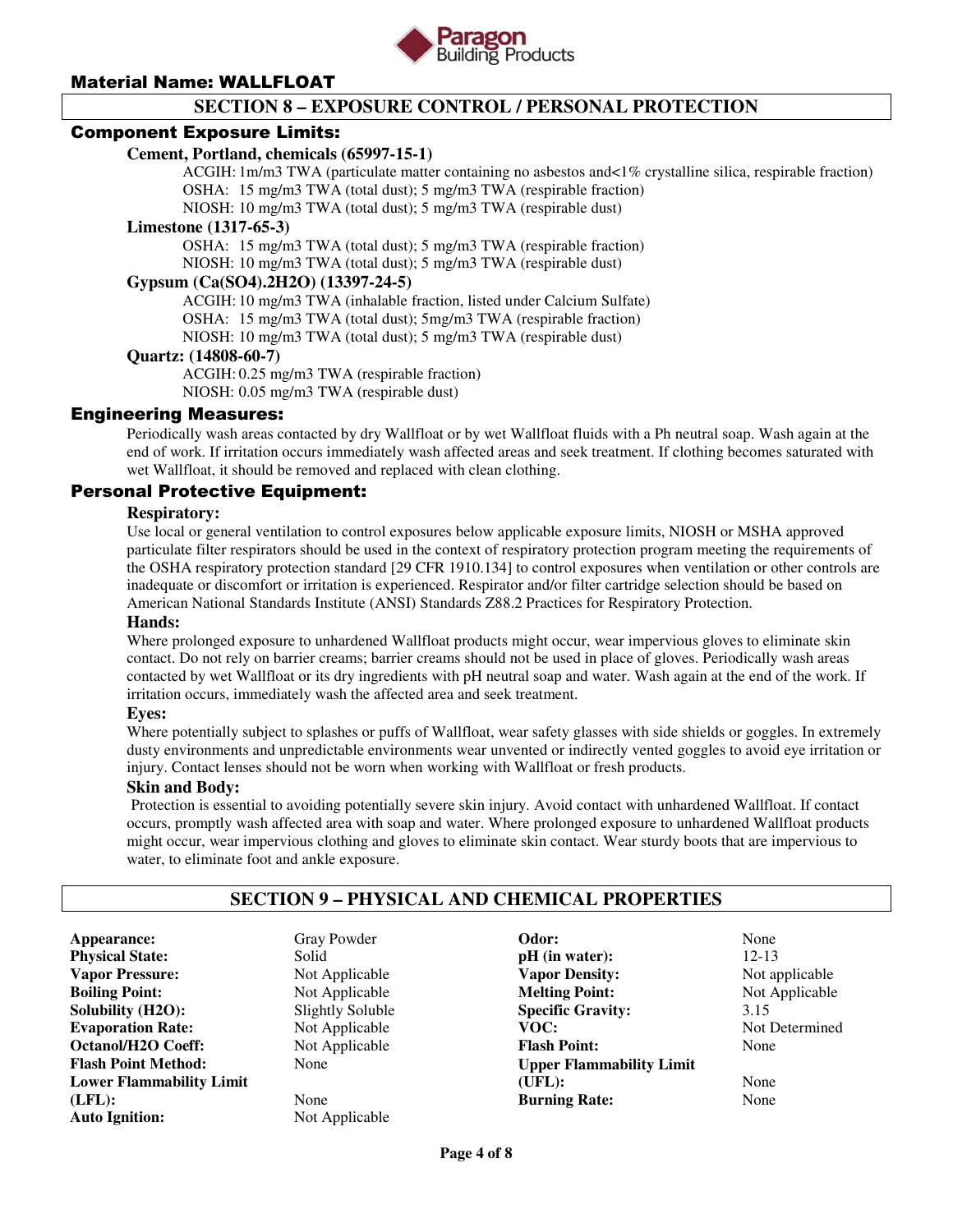Material Name: WALLFLOAT

## SECTION 8 – EXPOSURE CONTROL / PERSONAL PROTECTION

### Component Exposure Limits:

**Cement, Portland, chemicals (65997-15-1)**

ACGIH: 1m/m3 TWA (particulate matter containing no asbestos and<1% crystalline silica, respirable fraction)
OSHA: 15 mg/m3 TWA (total dust); 5 mg/m3 TWA (respirable fraction)
NIOSH: 10 mg/m3 TWA (total dust); 5 mg/m3 TWA (respirable dust)

**Limestone (1317-65-3)**

OSHA: 15 mg/m3 TWA (total dust); 5 mg/m3 TWA (respirable fraction)
NIOSH: 10 mg/m3 TWA (total dust); 5 mg/m3 TWA (respirable dust)

**Gypsum (Ca(SO4).2H2O) (13397-24-5)**

ACGIH: 10 mg/m3 TWA (inhalable fraction, listed under Calcium Sulfate)
OSHA: 15 mg/m3 TWA (total dust); 5mg/m3 TWA (respirable fraction)
NIOSH: 10 mg/m3 TWA (total dust); 5 mg/m3 TWA (respirable dust)

**Quartz: (14808-60-7)**

ACGIH: 0.25 mg/m3 TWA (respirable fraction)
NIOSH: 0.05 mg/m3 TWA (respirable dust)

### Engineering Measures:

Periodically wash areas contacted by dry Wallfloat or by wet Wallfloat fluids with a Ph neutral soap. Wash again at the end of work. If irritation occurs immediately wash affected areas and seek treatment. If clothing becomes saturated with wet Wallfloat, it should be removed and replaced with clean clothing.

### Personal Protective Equipment:

**Respiratory:**

Use local or general ventilation to control exposures below applicable exposure limits, NIOSH or MSHA approved particulate filter respirators should be used in the context of respiratory protection program meeting the requirements of the OSHA respiratory protection standard [29 CFR 1910.134] to control exposures when ventilation or other controls are inadequate or discomfort or irritation is experienced. Respirator and/or filter cartridge selection should be based on American National Standards Institute (ANSI) Standards Z88.2 Practices for Respiratory Protection.

**Hands:**

Where prolonged exposure to unhardened Wallfloat products might occur, wear impervious gloves to eliminate skin contact. Do not rely on barrier creams; barrier creams should not be used in place of gloves. Periodically wash areas contacted by wet Wallfloat or its dry ingredients with pH neutral soap and water. Wash again at the end of the work. If irritation occurs, immediately wash the affected area and seek treatment.

**Eyes:**

Where potentially subject to splashes or puffs of Wallfloat, wear safety glasses with side shields or goggles. In extremely dusty environments and unpredictable environments wear unvented or indirectly vented goggles to avoid eye irritation or injury. Contact lenses should not be worn when working with Wallfloat or fresh products.

**Skin and Body:**

Protection is essential to avoiding potentially severe skin injury. Avoid contact with unhardened Wallfloat. If contact occurs, promptly wash affected area with soap and water. Where prolonged exposure to unhardened Wallfloat products might occur, wear impervious clothing and gloves to eliminate skin contact. Wear sturdy boots that are impervious to water, to eliminate foot and ankle exposure.

## SECTION 9 – PHYSICAL AND CHEMICAL PROPERTIES

| | | | |
|---|---|---|---|
| **Appearance:** | Gray Powder | **Odor:** | None |
| **Physical State:** | Solid | **pH (in water):** | 12-13 |
| **Vapor Pressure:** | Not Applicable | **Vapor Density:** | Not applicable |
| **Boiling Point:** | Not Applicable | **Melting Point:** | Not Applicable |
| **Solubility (H2O):** | Slightly Soluble | **Specific Gravity:** | 3.15 |
| **Evaporation Rate:** | Not Applicable | **VOC:** | Not Determined |
| **Octanol/H2O Coeff:** | Not Applicable | **Flash Point:** | None |
| **Flash Point Method:** | None | **Upper Flammability Limit (UFL):** | None |
| **Lower Flammability Limit (LFL):** | None | **Burning Rate:** | None |
| **Auto Ignition:** | Not Applicable | | |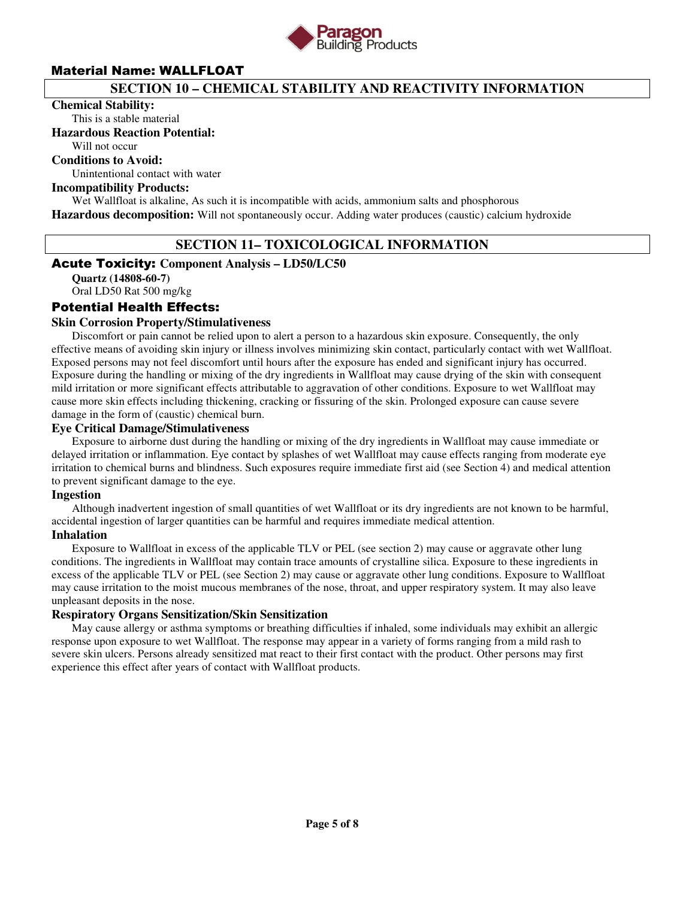## Material Name: WALLFLOAT

## SECTION 10 – CHEMICAL STABILITY AND REACTIVITY INFORMATION

**Chemical Stability:**
This is a stable material

**Hazardous Reaction Potential:**
Will not occur

**Conditions to Avoid:**
Unintentional contact with water

**Incompatibility Products:**
Wet Wallfloat is alkaline, As such it is incompatible with acids, ammonium salts and phosphorous

**Hazardous decomposition:** Will not spontaneously occur. Adding water produces (caustic) calcium hydroxide

## SECTION 11– TOXICOLOGICAL INFORMATION

### Acute Toxicity: Component Analysis – LD50/LC50

**Quartz (14808-60-7)**
Oral LD50 Rat 500 mg/kg

### Potential Health Effects:

**Skin Corrosion Property/Stimulativeness**

Discomfort or pain cannot be relied upon to alert a person to a hazardous skin exposure. Consequently, the only effective means of avoiding skin injury or illness involves minimizing skin contact, particularly contact with wet Wallfloat. Exposed persons may not feel discomfort until hours after the exposure has ended and significant injury has occurred. Exposure during the handling or mixing of the dry ingredients in Wallfloat may cause drying of the skin with consequent mild irritation or more significant effects attributable to aggravation of other conditions. Exposure to wet Wallfloat may cause more skin effects including thickening, cracking or fissuring of the skin. Prolonged exposure can cause severe damage in the form of (caustic) chemical burn.

**Eye Critical Damage/Stimulativeness**

Exposure to airborne dust during the handling or mixing of the dry ingredients in Wallfloat may cause immediate or delayed irritation or inflammation. Eye contact by splashes of wet Wallfloat may cause effects ranging from moderate eye irritation to chemical burns and blindness. Such exposures require immediate first aid (see Section 4) and medical attention to prevent significant damage to the eye.

**Ingestion**

Although inadvertent ingestion of small quantities of wet Wallfloat or its dry ingredients are not known to be harmful, accidental ingestion of larger quantities can be harmful and requires immediate medical attention.

**Inhalation**

Exposure to Wallfloat in excess of the applicable TLV or PEL (see section 2) may cause or aggravate other lung conditions. The ingredients in Wallfloat may contain trace amounts of crystalline silica. Exposure to these ingredients in excess of the applicable TLV or PEL (see Section 2) may cause or aggravate other lung conditions. Exposure to Wallfloat may cause irritation to the moist mucous membranes of the nose, throat, and upper respiratory system. It may also leave unpleasant deposits in the nose.

**Respiratory Organs Sensitization/Skin Sensitization**

May cause allergy or asthma symptoms or breathing difficulties if inhaled, some individuals may exhibit an allergic response upon exposure to wet Wallfloat. The response may appear in a variety of forms ranging from a mild rash to severe skin ulcers. Persons already sensitized mat react to their first contact with the product. Other persons may first experience this effect after years of contact with Wallfloat products.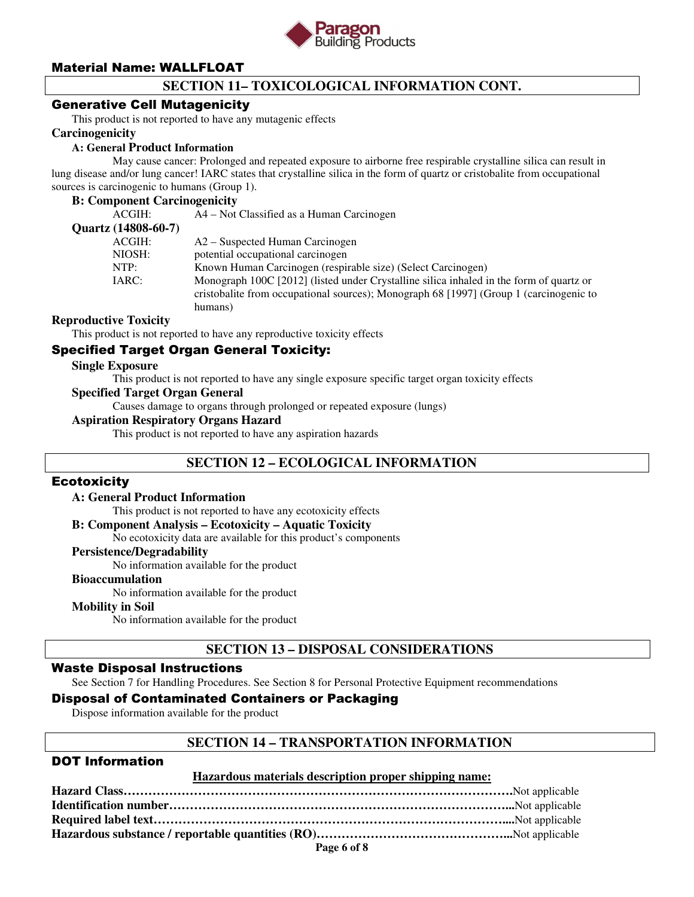**Material Name: WALLFLOAT**

## SECTION 11– TOXICOLOGICAL INFORMATION CONT.

### Generative Cell Mutagenicity

This product is not reported to have any mutagenic effects

### Carcinogenicity

**A: General Product Information**

May cause cancer: Prolonged and repeated exposure to airborne free respirable crystalline silica can result in lung disease and/or lung cancer! IARC states that crystalline silica in the form of quartz or cristobalite from occupational sources is carcinogenic to humans (Group 1).

**B: Component Carcinogenicity**

| | |
|---|---|
| ACGIH: | A4 – Not Classified as a Human Carcinogen |

**Quartz (14808-60-7)**

| | |
|---|---|
| ACGIH: | A2 – Suspected Human Carcinogen |
| NIOSH: | potential occupational carcinogen |
| NTP: | Known Human Carcinogen (respirable size) (Select Carcinogen) |
| IARC: | Monograph 100C [2012] (listed under Crystalline silica inhaled in the form of quartz or cristobalite from occupational sources); Monograph 68 [1997] (Group 1 (carcinogenic to humans) |

### Reproductive Toxicity

This product is not reported to have any reproductive toxicity effects

### Specified Target Organ General Toxicity:

**Single Exposure**

This product is not reported to have any single exposure specific target organ toxicity effects

**Specified Target Organ General**

Causes damage to organs through prolonged or repeated exposure (lungs)

**Aspiration Respiratory Organs Hazard**

This product is not reported to have any aspiration hazards

## SECTION 12 – ECOLOGICAL INFORMATION

### Ecotoxicity

**A: General Product Information**

This product is not reported to have any ecotoxicity effects

**B: Component Analysis – Ecotoxicity – Aquatic Toxicity**

No ecotoxicity data are available for this product's components

**Persistence/Degradability**

No information available for the product

**Bioaccumulation**

No information available for the product

**Mobility in Soil**

No information available for the product

## SECTION 13 – DISPOSAL CONSIDERATIONS

### Waste Disposal Instructions

See Section 7 for Handling Procedures. See Section 8 for Personal Protective Equipment recommendations

### Disposal of Contaminated Containers or Packaging

Dispose information available for the product

## SECTION 14 – TRANSPORTATION INFORMATION

### DOT Information

**Hazardous materials description proper shipping name:**

**Hazard Class**……………………………………………………………………………….Not applicable
**Identification number**…………………………………………………………………….....Not applicable
**Required label text**……………………………………………………………………….....Not applicable
**Hazardous substance / reportable quantities (RO)**………………………………………...Not applicable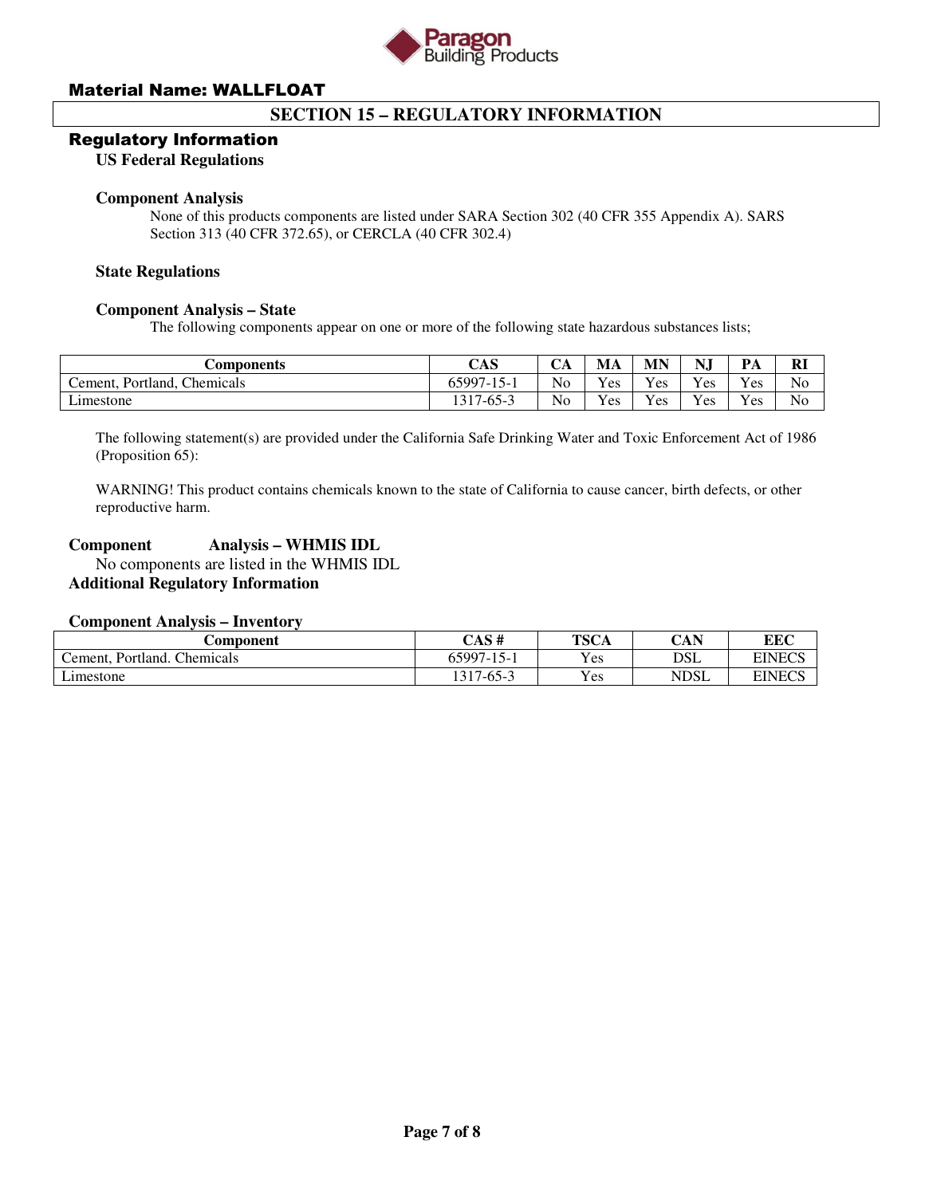**Material Name: WALLFLOAT**

## SECTION 15 – REGULATORY INFORMATION

### Regulatory Information

**US Federal Regulations**

**Component Analysis**

None of this products components are listed under SARA Section 302 (40 CFR 355 Appendix A). SARS Section 313 (40 CFR 372.65), or CERCLA (40 CFR 302.4)

**State Regulations**

**Component Analysis – State**

The following components appear on one or more of the following state hazardous substances lists;

| Components | CAS | CA | MA | MN | NJ | PA | RI |
|---|---|---|---|---|---|---|---|
| Cement, Portland, Chemicals | 65997-15-1 | No | Yes | Yes | Yes | Yes | No |
| Limestone | 1317-65-3 | No | Yes | Yes | Yes | Yes | No |

The following statement(s) are provided under the California Safe Drinking Water and Toxic Enforcement Act of 1986 (Proposition 65):

WARNING! This product contains chemicals known to the state of California to cause cancer, birth defects, or other reproductive harm.

**Component Analysis – WHMIS IDL**

No components are listed in the WHMIS IDL

**Additional Regulatory Information**

**Component Analysis – Inventory**

| Component | CAS # | TSCA | CAN | EEC |
|---|---|---|---|---|
| Cement, Portland. Chemicals | 65997-15-1 | Yes | DSL | EINECS |
| Limestone | 1317-65-3 | Yes | NDSL | EINECS |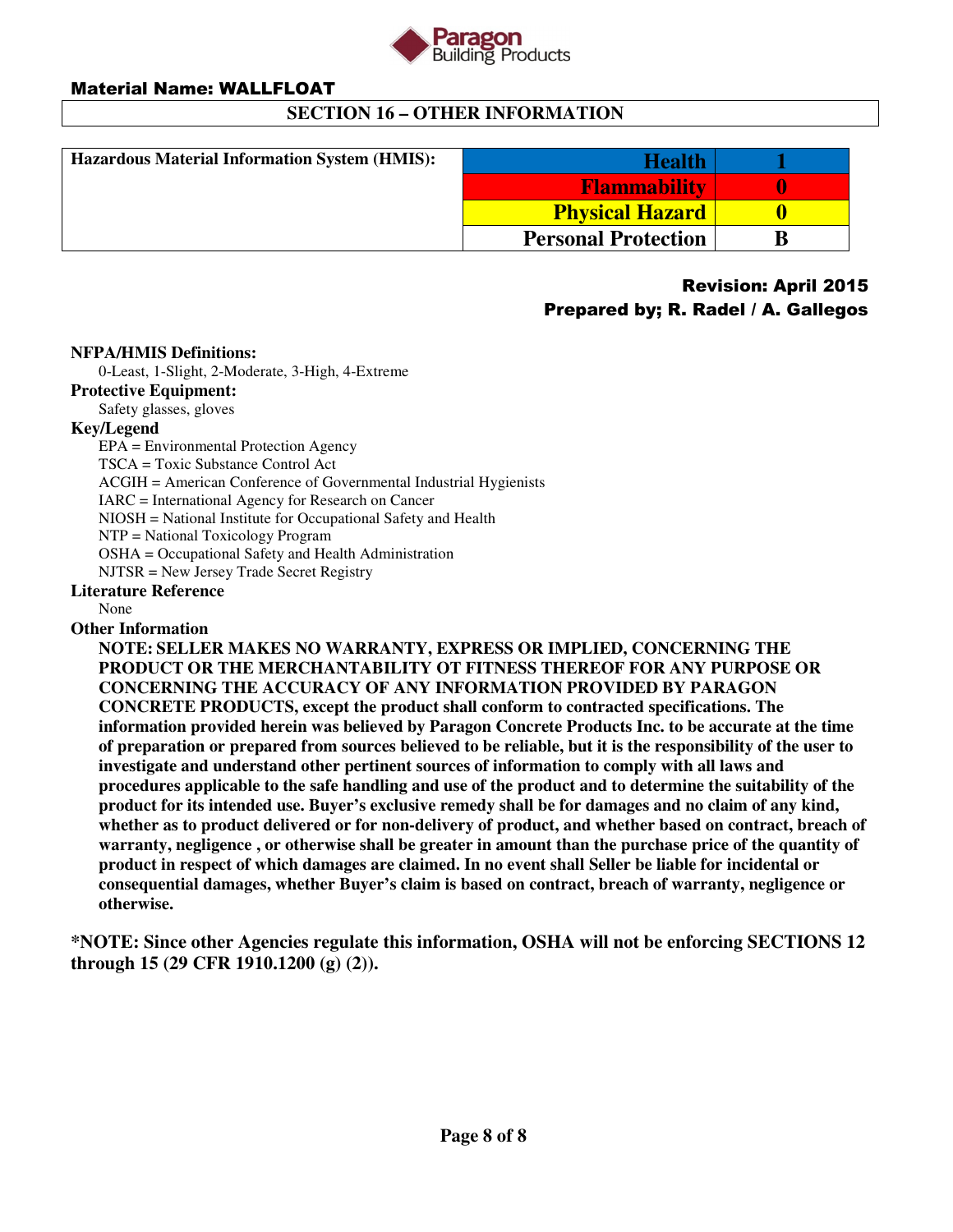Material Name: WALLFLOAT

## SECTION 16 – OTHER INFORMATION

| Hazardous Material Information System (HMIS): | | |
|---|---|---|
| | Health | 1 |
| | Flammability | 0 |
| | Physical Hazard | 0 |
| | Personal Protection | B |

**Revision: April 2015**
**Prepared by; R. Radel / A. Gallegos**

**NFPA/HMIS Definitions:**
0-Least, 1-Slight, 2-Moderate, 3-High, 4-Extreme

**Protective Equipment:**
Safety glasses, gloves

**Key/Legend**
EPA = Environmental Protection Agency
TSCA = Toxic Substance Control Act
ACGIH = American Conference of Governmental Industrial Hygienists
IARC = International Agency for Research on Cancer
NIOSH = National Institute for Occupational Safety and Health
NTP = National Toxicology Program
OSHA = Occupational Safety and Health Administration
NJTSR = New Jersey Trade Secret Registry

**Literature Reference**
None

**Other Information**

**NOTE: SELLER MAKES NO WARRANTY, EXPRESS OR IMPLIED, CONCERNING THE PRODUCT OR THE MERCHANTABILITY OT FITNESS THEREOF FOR ANY PURPOSE OR CONCERNING THE ACCURACY OF ANY INFORMATION PROVIDED BY PARAGON CONCRETE PRODUCTS, except the product shall conform to contracted specifications. The information provided herein was believed by Paragon Concrete Products Inc. to be accurate at the time of preparation or prepared from sources believed to be reliable, but it is the responsibility of the user to investigate and understand other pertinent sources of information to comply with all laws and procedures applicable to the safe handling and use of the product and to determine the suitability of the product for its intended use. Buyer's exclusive remedy shall be for damages and no claim of any kind, whether as to product delivered or for non-delivery of product, and whether based on contract, breach of warranty, negligence , or otherwise shall be greater in amount than the purchase price of the quantity of product in respect of which damages are claimed. In no event shall Seller be liable for incidental or consequential damages, whether Buyer's claim is based on contract, breach of warranty, negligence or otherwise.**

**\*NOTE: Since other Agencies regulate this information, OSHA will not be enforcing SECTIONS 12 through 15 (29 CFR 1910.1200 (g) (2)).**